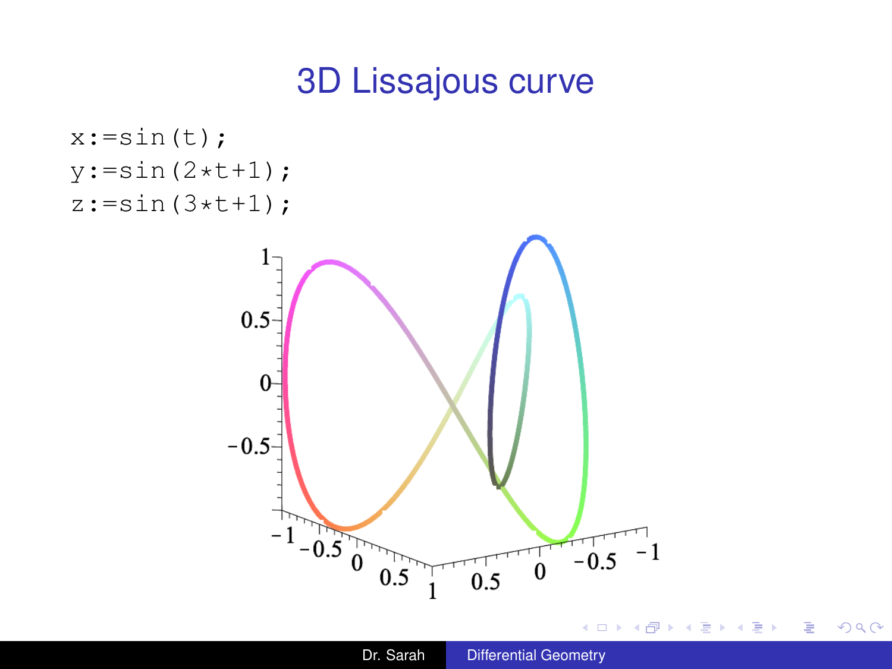# 3D Lissajous curve

```
x:=sin(t);
y:=sin(2*t+1);
z:=sin(3*t+1);
```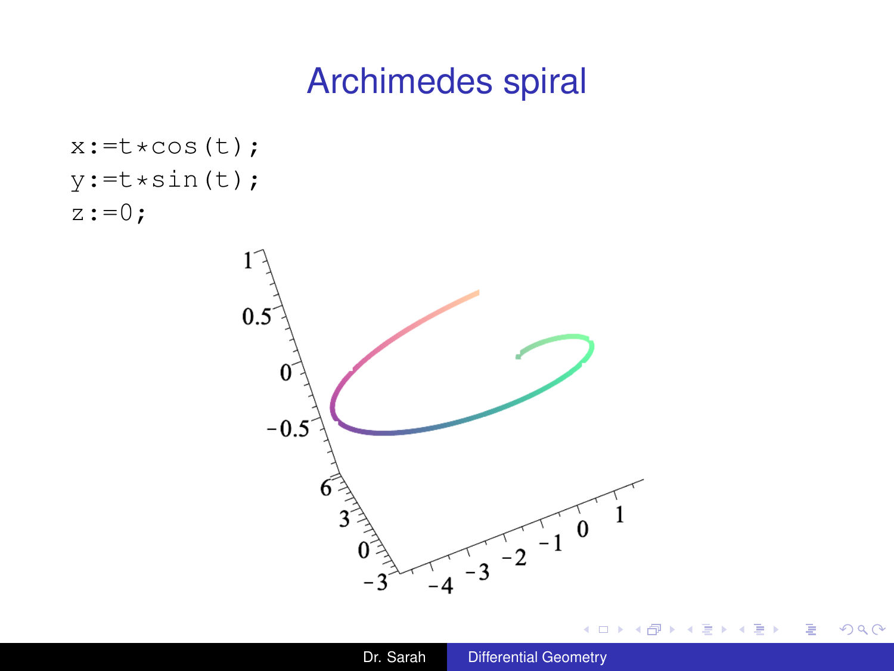# Archimedes spiral

```
x:=t*cos(t);
y:=t*sin(t);
z:=0;
```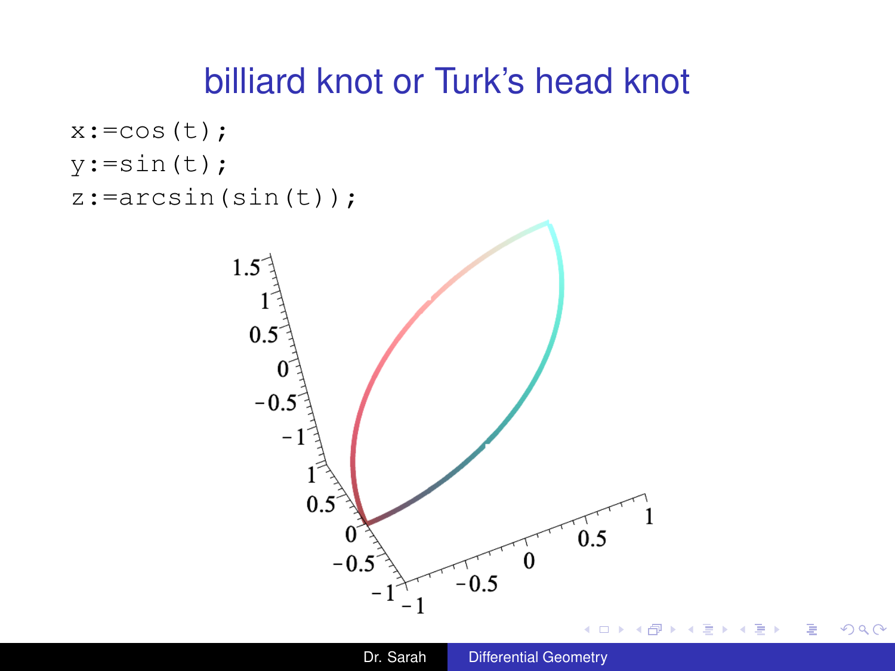# billiard knot or Turk's head knot

```
x:=cos(t);
y:=sin(t);
z:=arcsin(sin(t));
```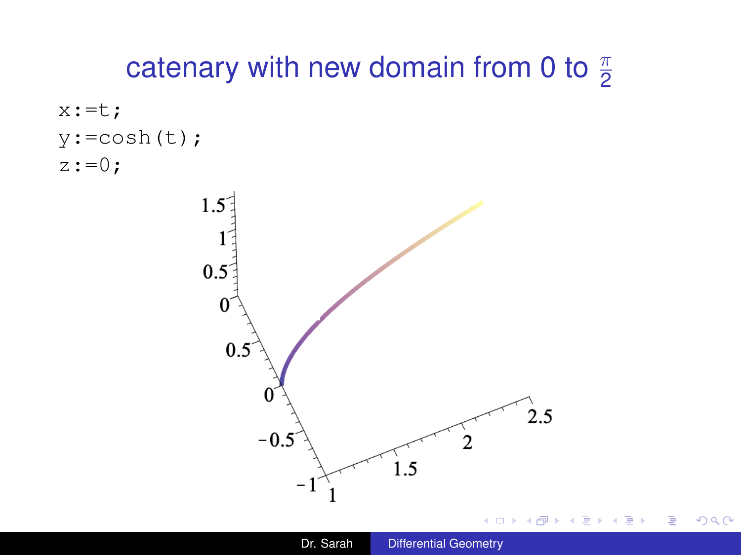# catenary with new domain from 0 to $\frac{\pi}{2}$

```
x:=t;
y:=cosh(t);
z:=0;
```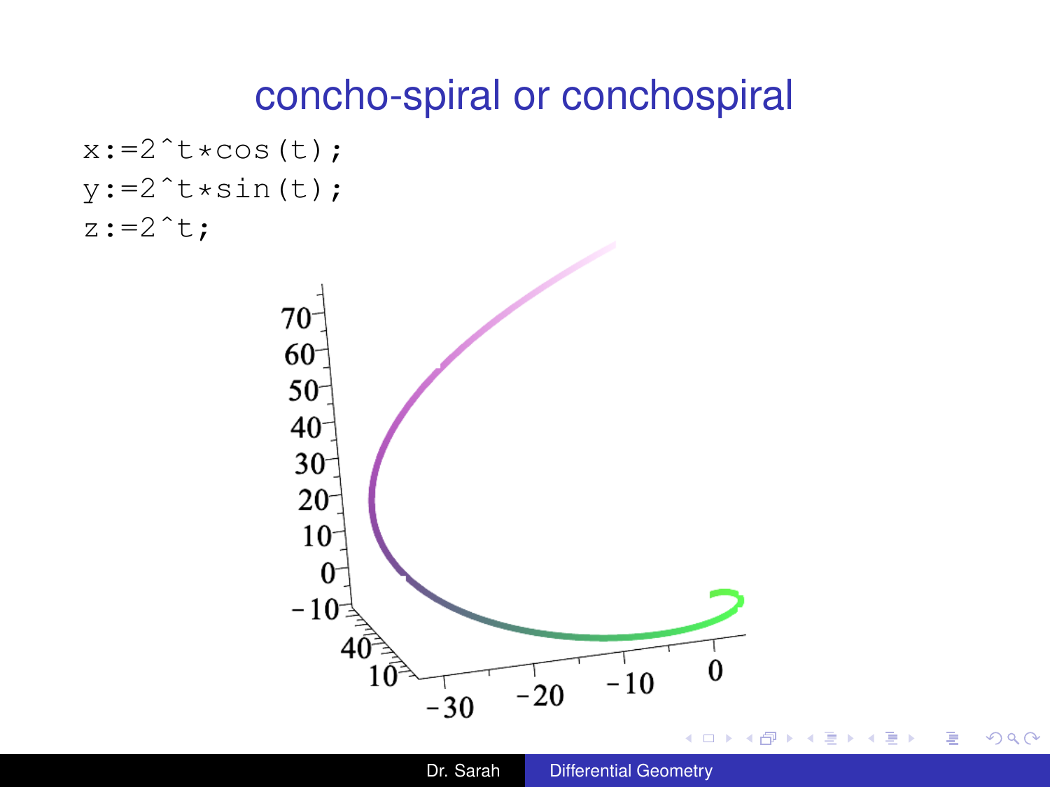# concho-spiral or conchospiral

```
x:=2^t*cos(t);
y:=2^t*sin(t);
z:=2^t;
```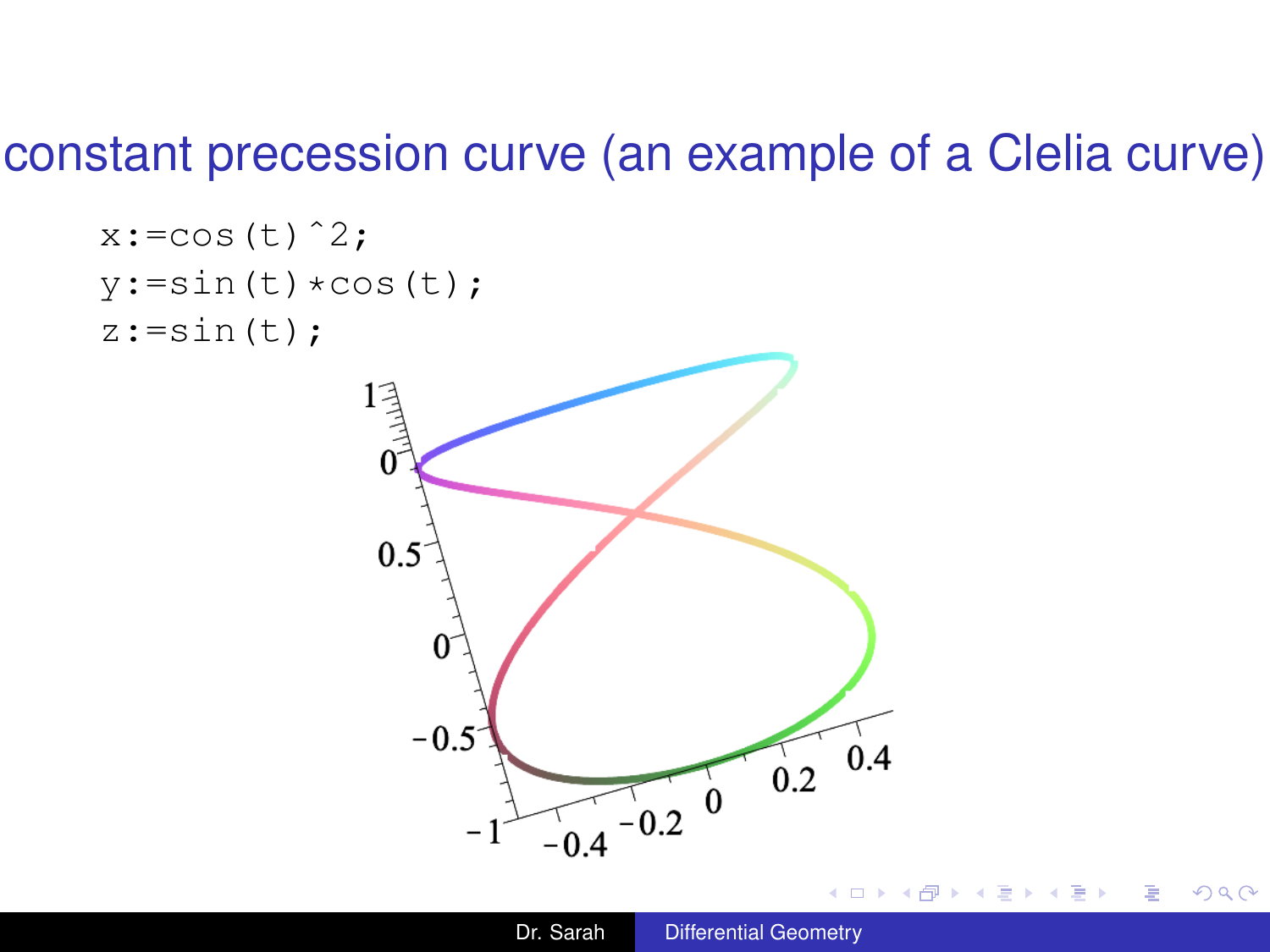# constant precession curve (an example of a Clelia curve)

```
x:=cos(t)^2;
y:=sin(t)*cos(t);
z:=sin(t);
```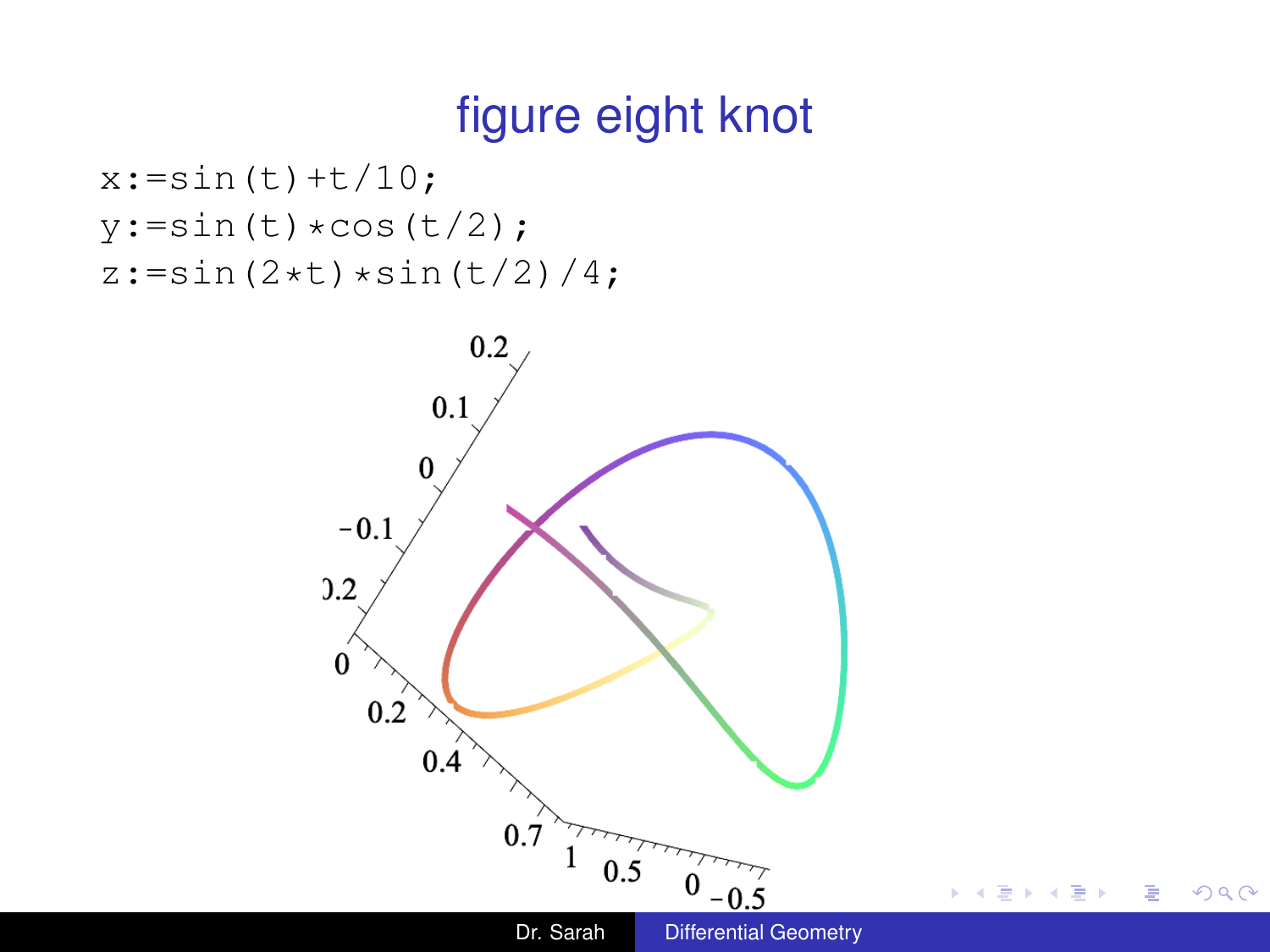# figure eight knot

```
x:=sin(t)+t/10;
y:=sin(t)*cos(t/2);
z:=sin(2*t)*sin(t/2)/4;
```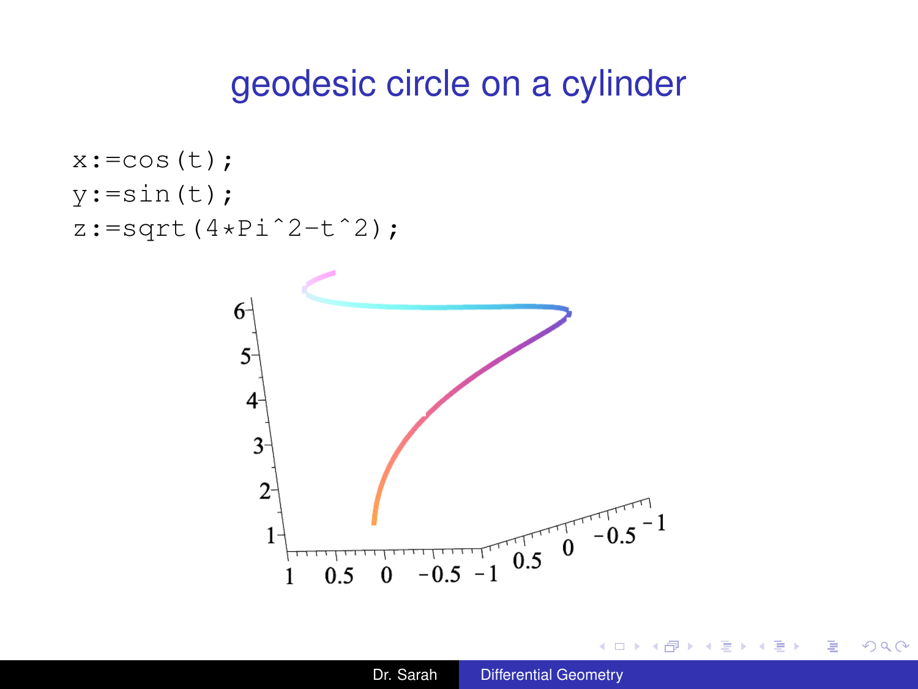# geodesic circle on a cylinder

```
x:=cos(t);
y:=sin(t);
z:=sqrt(4*Pi^2-t^2);
```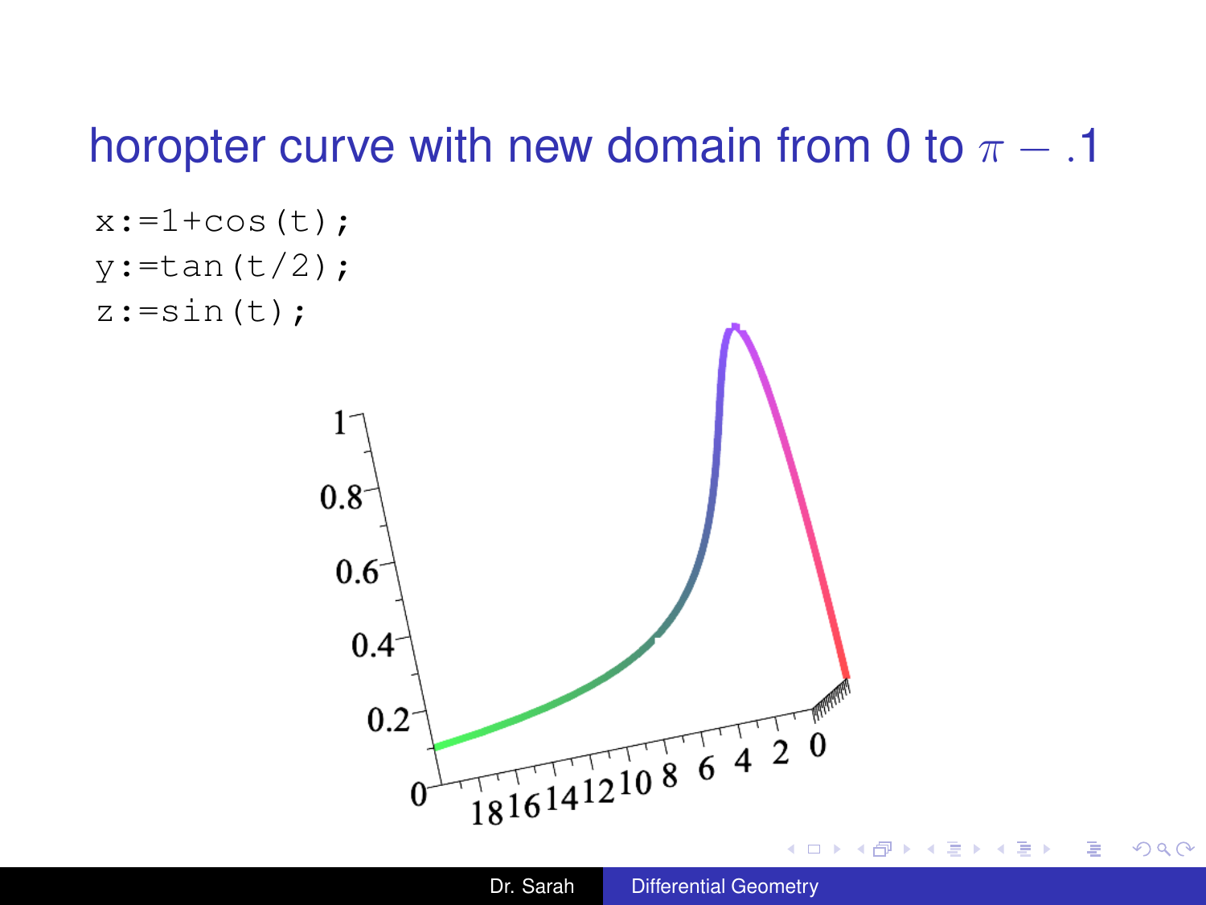## horopter curve with new domain from 0 to $\pi - .1$

```
x:=1+cos(t);
y:=tan(t/2);
z:=sin(t);
```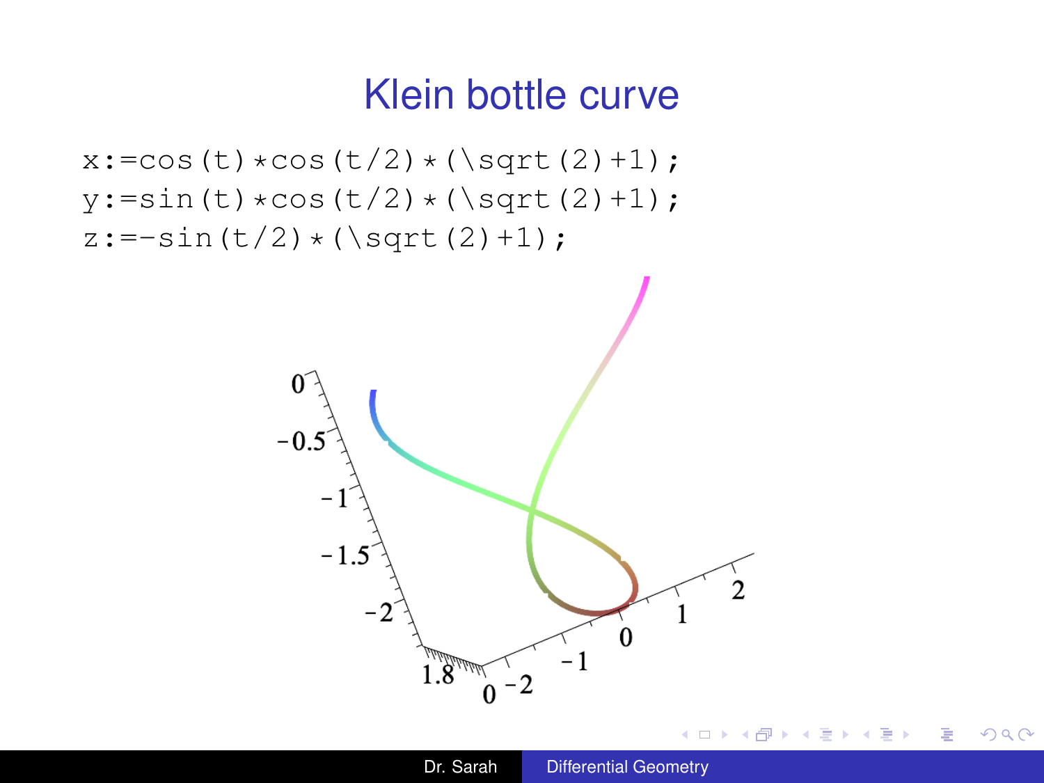# Klein bottle curve

```
x:=cos(t)*cos(t/2)*(\sqrt(2)+1);
y:=sin(t)*cos(t/2)*(\sqrt(2)+1);
z:=-sin(t/2)*(\sqrt(2)+1);
```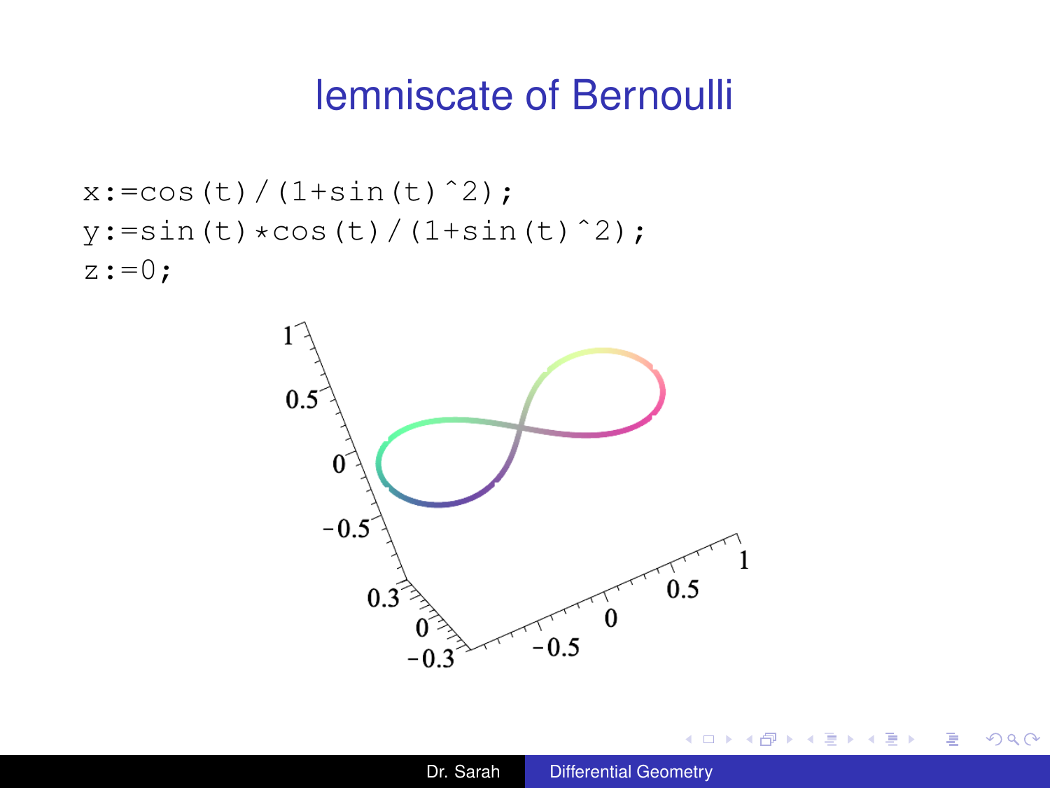# lemniscate of Bernoulli

```
x:=cos(t)/(1+sin(t)^2);
y:=sin(t)*cos(t)/(1+sin(t)^2);
z:=0;
```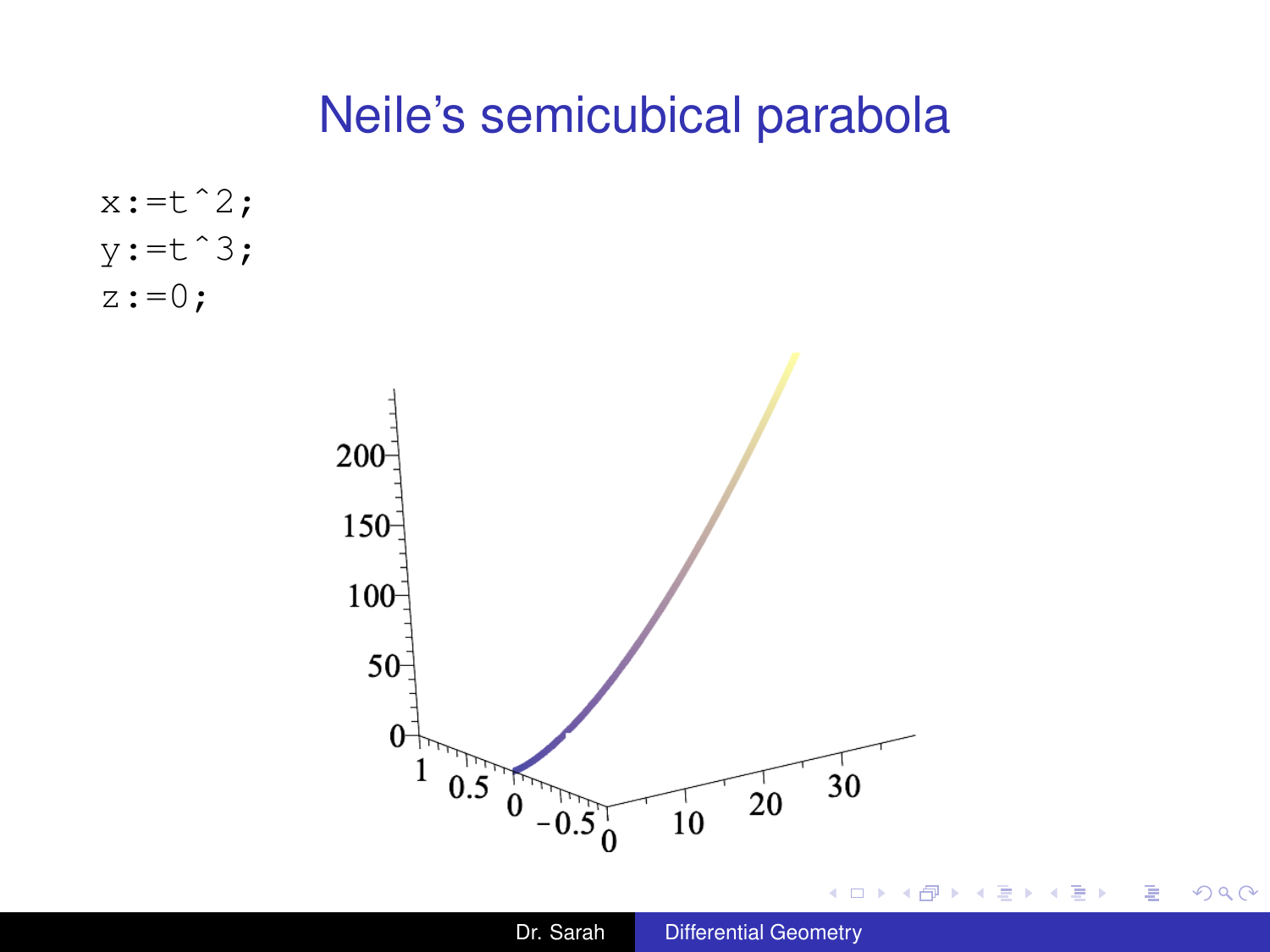# Neile's semicubical parabola

```
x:=t^2;
y:=t^3;
z:=0;
```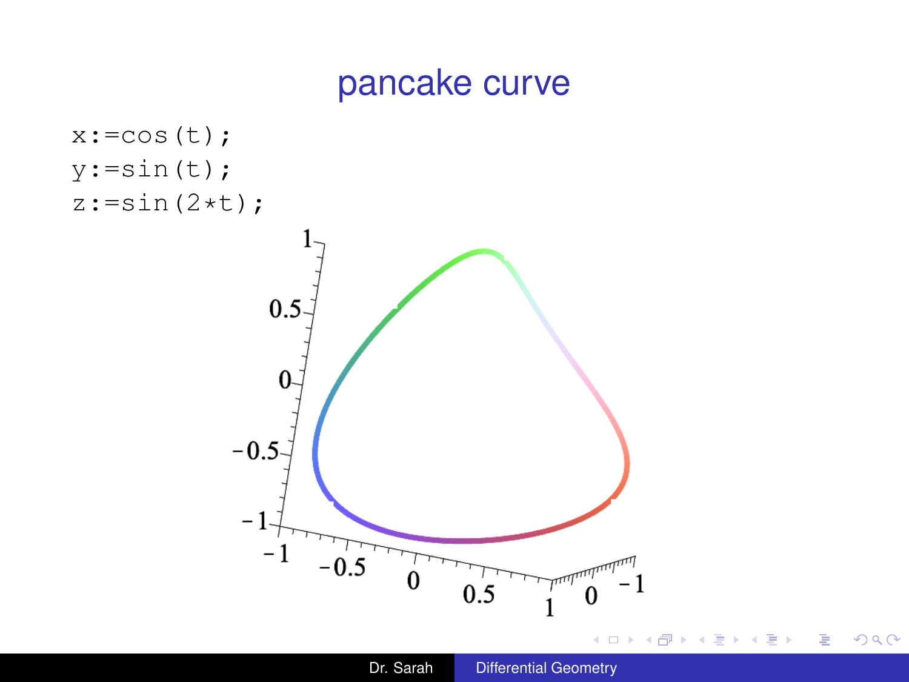# pancake curve

```
x:=cos(t);
y:=sin(t);
z:=sin(2*t);
```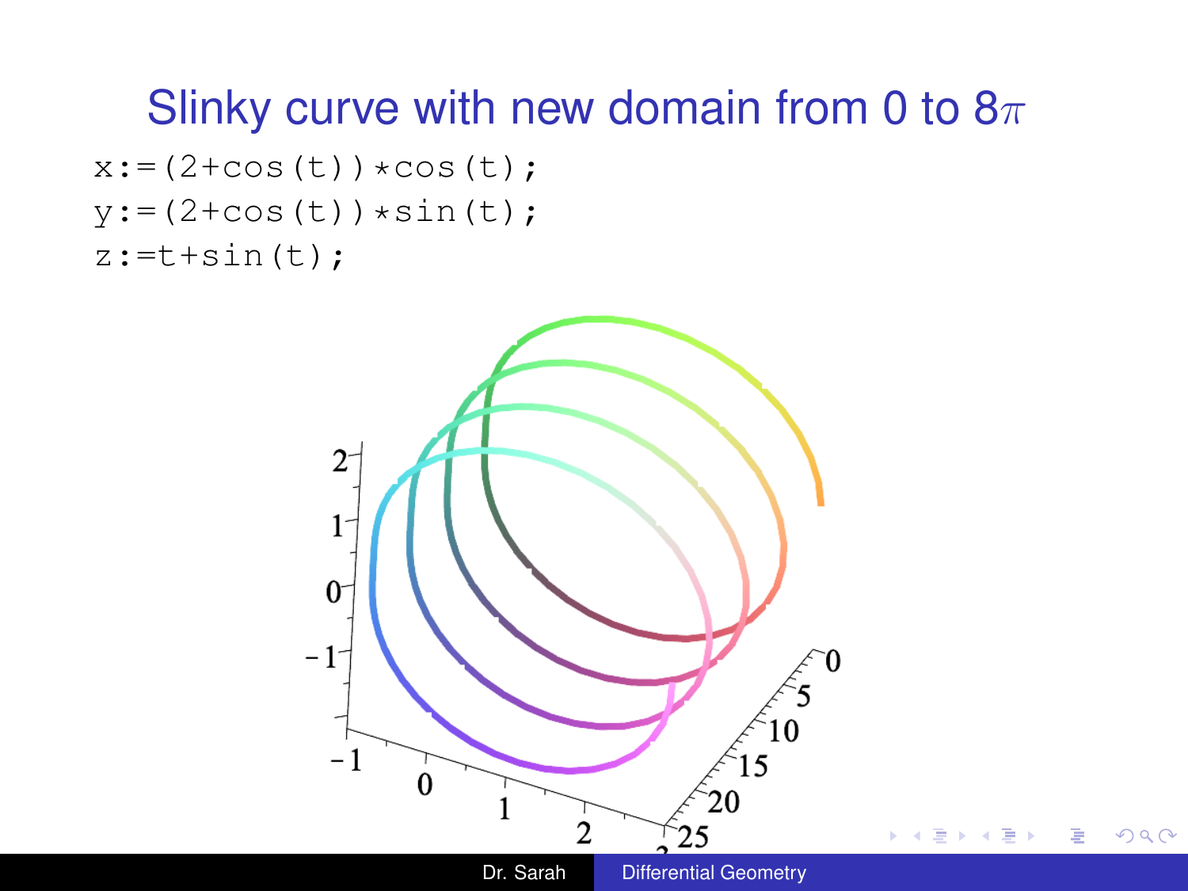# Slinky curve with new domain from 0 to $8\pi$

```
x:=(2+cos(t))*cos(t);
y:=(2+cos(t))*sin(t);
z:=t+sin(t);
```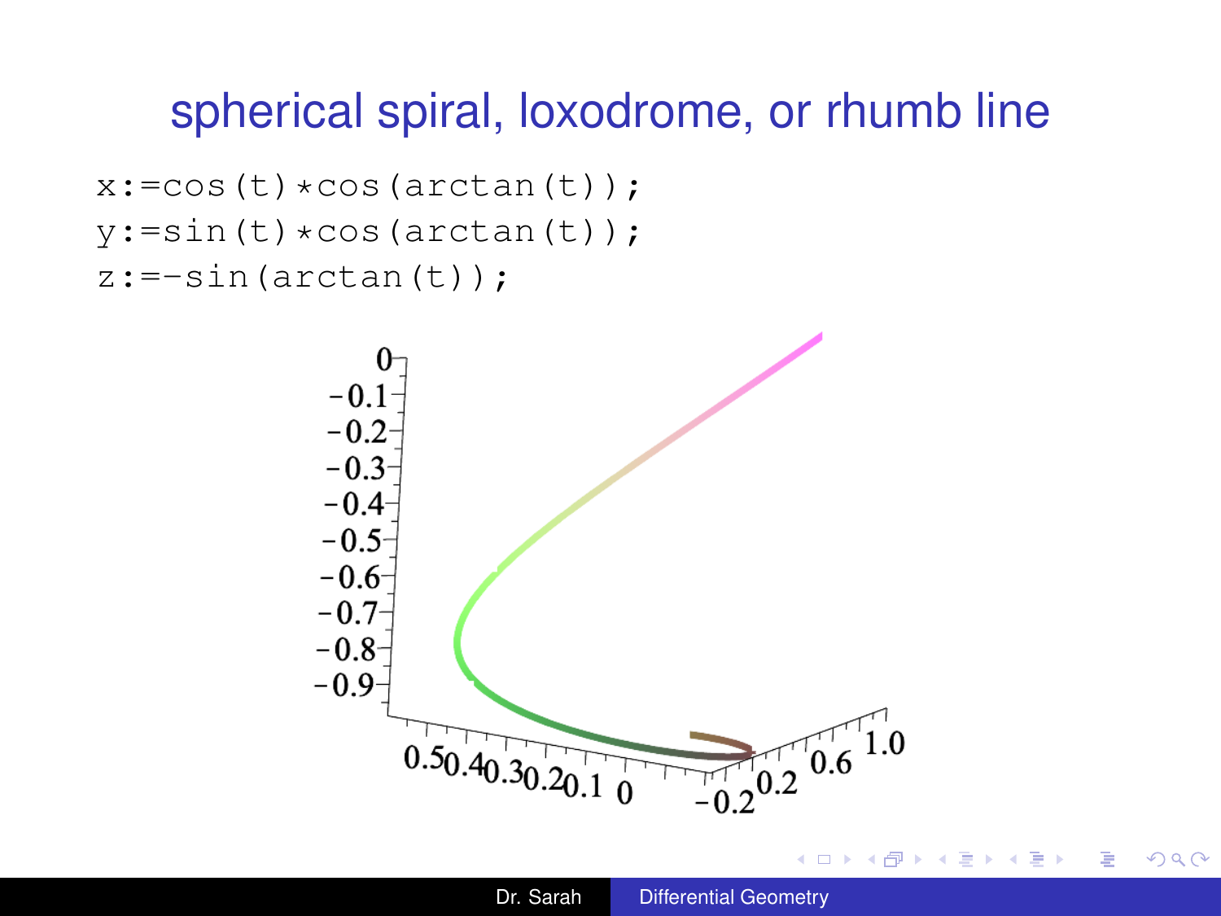# spherical spiral, loxodrome, or rhumb line

```
x:=cos(t)*cos(arctan(t));
y:=sin(t)*cos(arctan(t));
z:=-sin(arctan(t));
```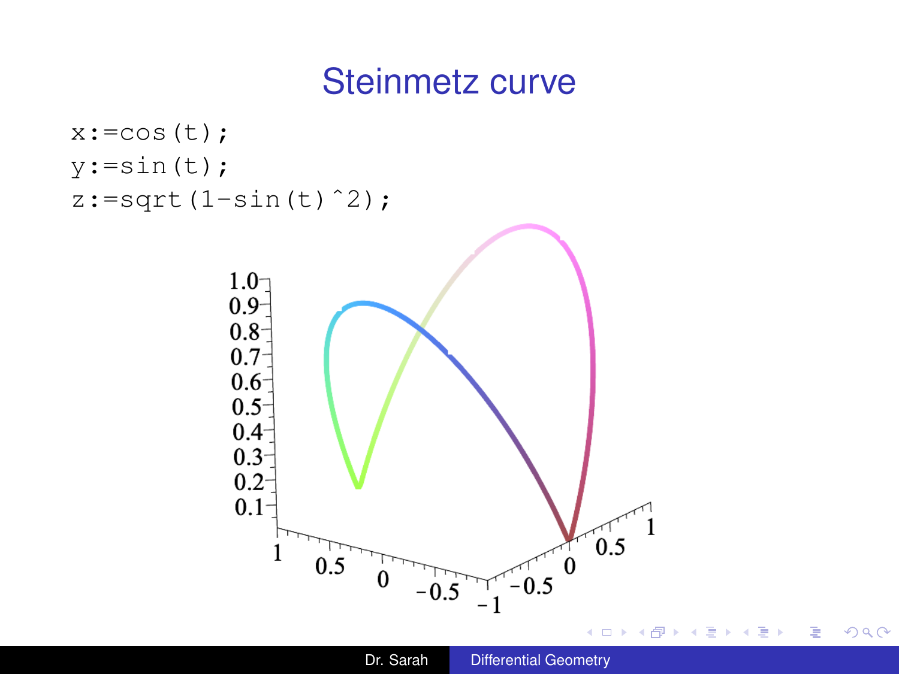# Steinmetz curve

```
x:=cos(t);
y:=sin(t);
z:=sqrt(1-sin(t)^2);
```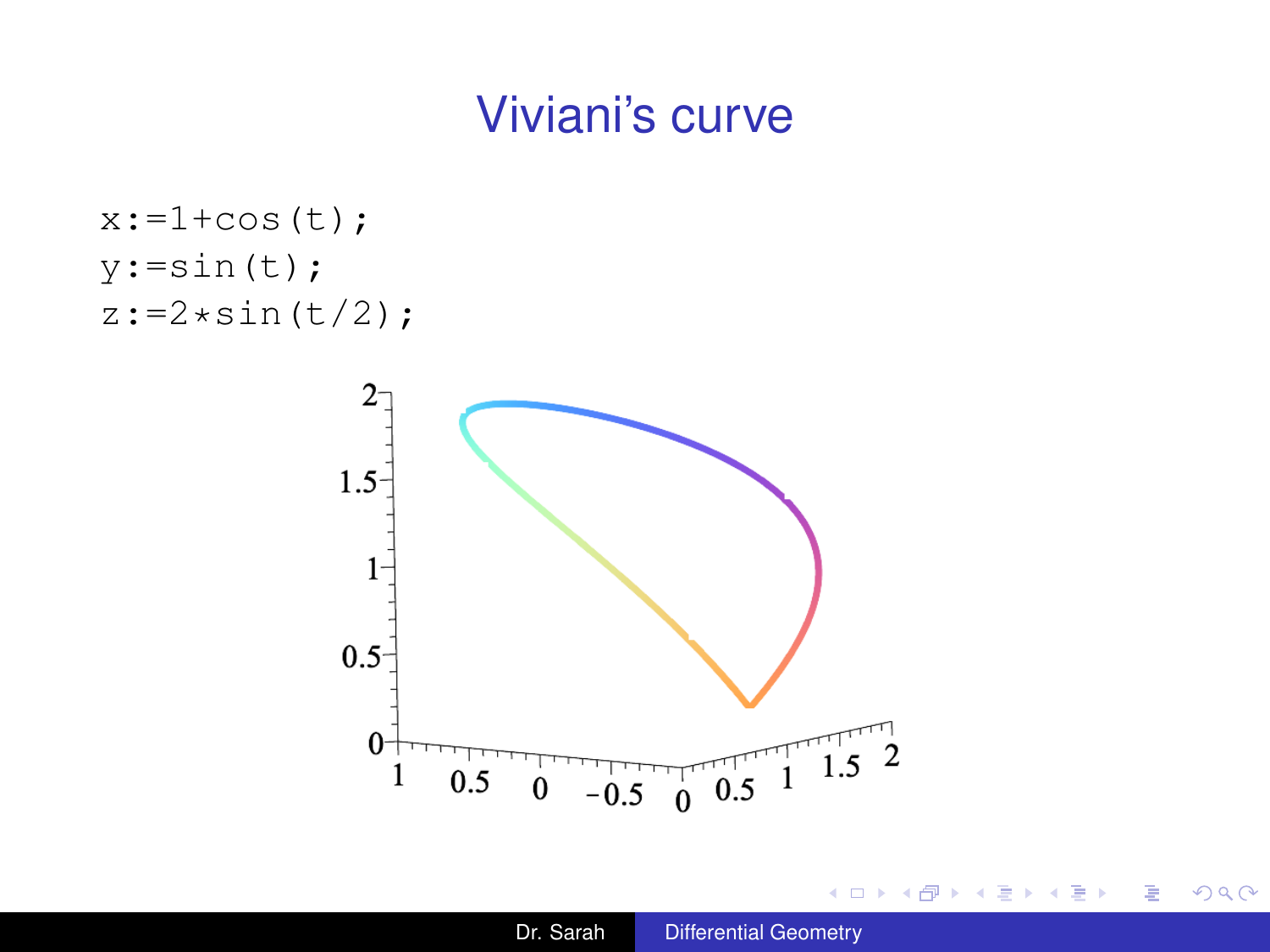# Viviani's curve

```
x:=1+cos(t);
y:=sin(t);
z:=2*sin(t/2);
```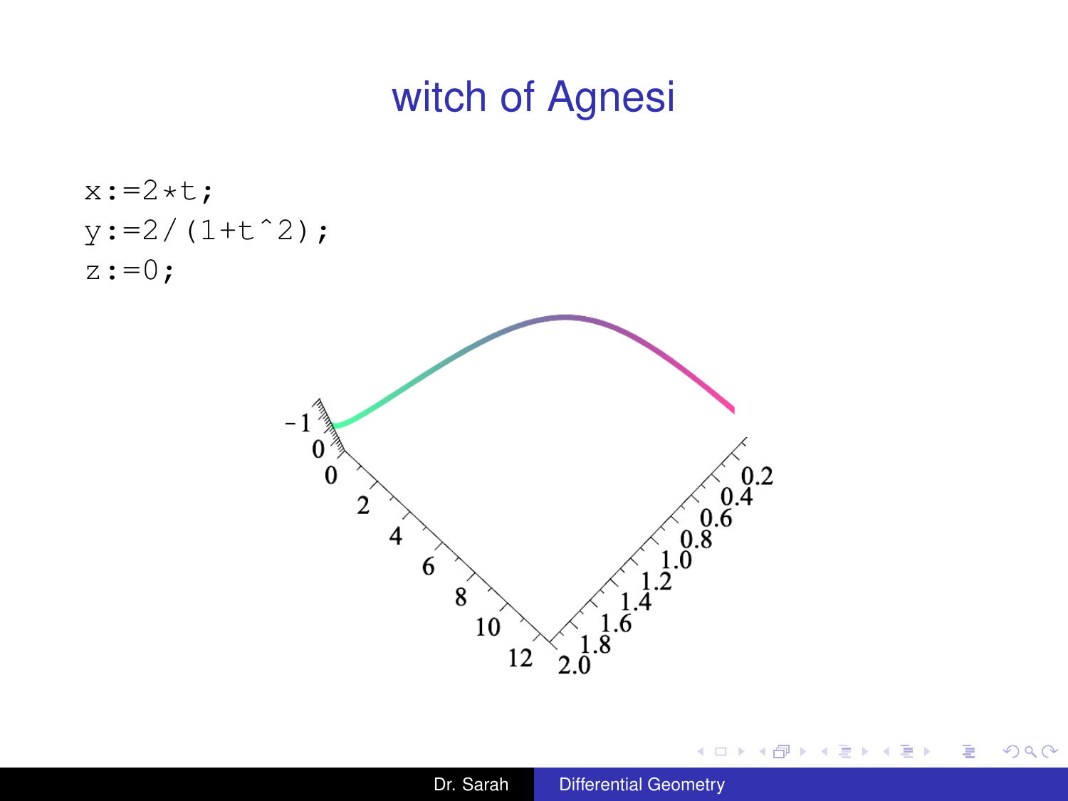# witch of Agnesi

```
x:=2*t;
y:=2/(1+t^2);
z:=0;
```

-1
0
0
2
4
6
8
10
12
0.2
0.4
0.6
0.8
1.0
1.2
1.4
1.6
1.8
2.0